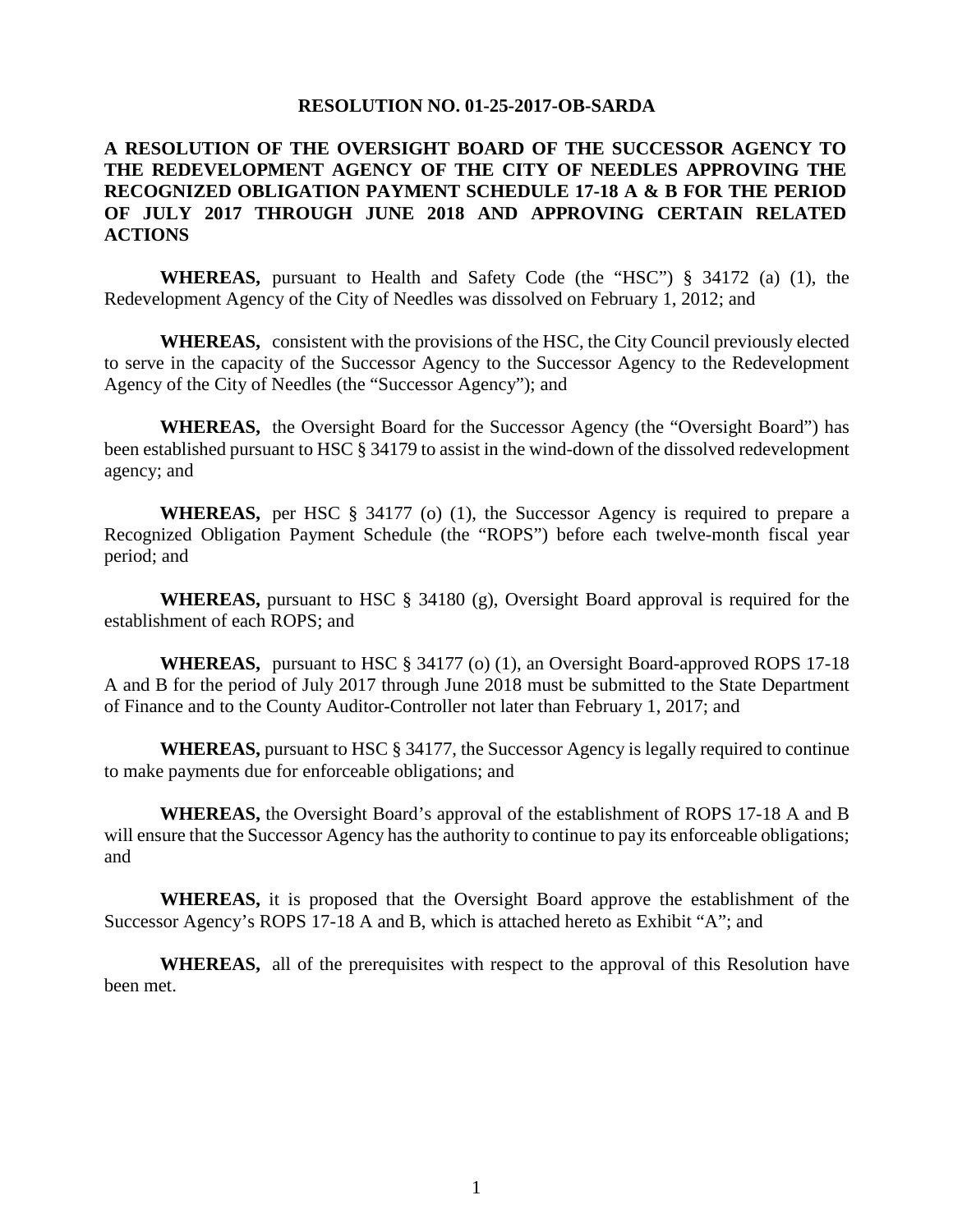# RESOLUTION NO. 01-25-2017-OB-SARDA

## A RESOLUTION OF THE OVERSIGHT BOARD OF THE SUCCESSOR AGENCY TO THE REDEVELOPMENT AGENCY OF THE CITY OF NEEDLES APPROVING THE RECOGNIZED OBLIGATION PAYMENT SCHEDULE 17-18 A & B FOR THE PERIOD OF JULY 2017 THROUGH JUNE 2018 AND APPROVING CERTAIN RELATED ACTIONS

**WHEREAS,** pursuant to Health and Safety Code (the "HSC") § 34172 (a) (1), the Redevelopment Agency of the City of Needles was dissolved on February 1, 2012; and

**WHEREAS,** consistent with the provisions of the HSC, the City Council previously elected to serve in the capacity of the Successor Agency to the Successor Agency to the Redevelopment Agency of the City of Needles (the "Successor Agency"); and

**WHEREAS,** the Oversight Board for the Successor Agency (the "Oversight Board") has been established pursuant to HSC § 34179 to assist in the wind-down of the dissolved redevelopment agency; and

**WHEREAS,** per HSC § 34177 (o) (1), the Successor Agency is required to prepare a Recognized Obligation Payment Schedule (the "ROPS") before each twelve-month fiscal year period; and

**WHEREAS,** pursuant to HSC § 34180 (g), Oversight Board approval is required for the establishment of each ROPS; and

**WHEREAS,** pursuant to HSC § 34177 (o) (1), an Oversight Board-approved ROPS 17-18 A and B for the period of July 2017 through June 2018 must be submitted to the State Department of Finance and to the County Auditor-Controller not later than February 1, 2017; and

**WHEREAS,** pursuant to HSC § 34177, the Successor Agency is legally required to continue to make payments due for enforceable obligations; and

**WHEREAS,** the Oversight Board's approval of the establishment of ROPS 17-18 A and B will ensure that the Successor Agency has the authority to continue to pay its enforceable obligations; and

**WHEREAS,** it is proposed that the Oversight Board approve the establishment of the Successor Agency's ROPS 17-18 A and B, which is attached hereto as Exhibit "A"; and

**WHEREAS,** all of the prerequisites with respect to the approval of this Resolution have been met.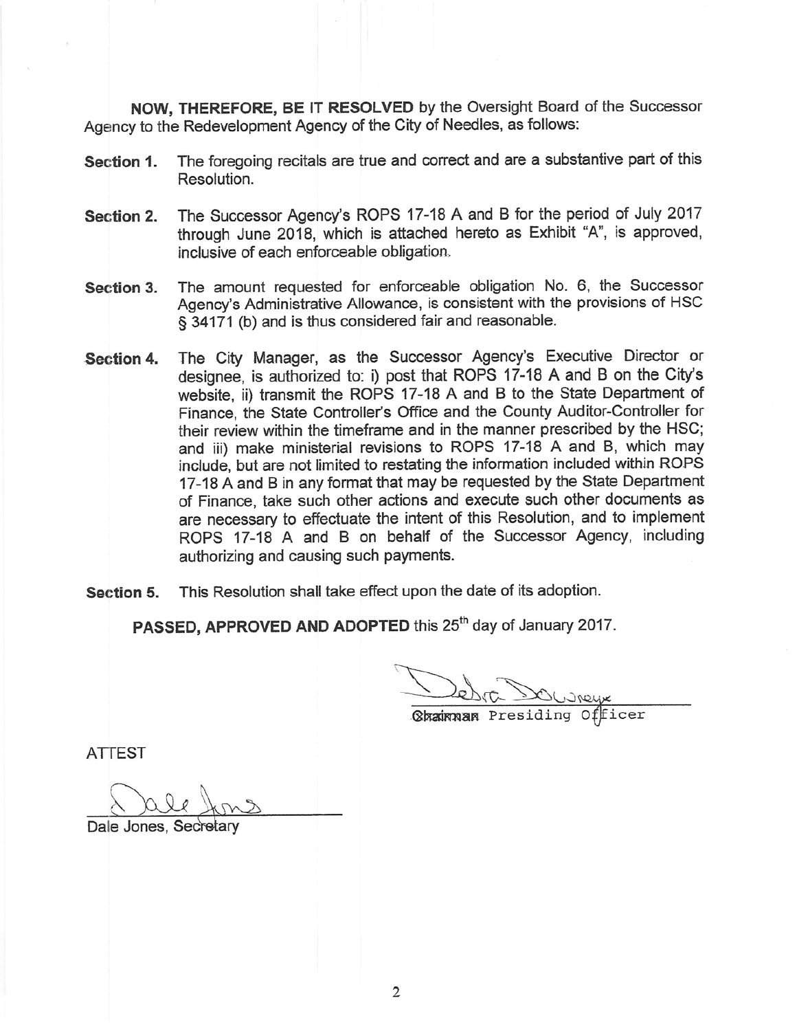**NOW, THEREFORE, BE IT RESOLVED** by the Oversight Board of the Successor Agency to the Redevelopment Agency of the City of Needles, as follows:

**Section 1.** The foregoing recitals are true and correct and are a substantive part of this Resolution.

**Section 2.** The Successor Agency's ROPS 17-18 A and B for the period of July 2017 through June 2018, which is attached hereto as Exhibit "A", is approved, inclusive of each enforceable obligation.

**Section 3.** The amount requested for enforceable obligation No. 6, the Successor Agency's Administrative Allowance, is consistent with the provisions of HSC § 34171 (b) and is thus considered fair and reasonable.

**Section 4.** The City Manager, as the Successor Agency's Executive Director or designee, is authorized to: i) post that ROPS 17-18 A and B on the City's website, ii) transmit the ROPS 17-18 A and B to the State Department of Finance, the State Controller's Office and the County Auditor-Controller for their review within the timeframe and in the manner prescribed by the HSC; and iii) make ministerial revisions to ROPS 17-18 A and B, which may include, but are not limited to restating the information included within ROPS 17-18 A and B in any format that may be requested by the State Department of Finance, take such other actions and execute such other documents as are necessary to effectuate the intent of this Resolution, and to implement ROPS 17-18 A and B on behalf of the Successor Agency, including authorizing and causing such payments.

**Section 5.** This Resolution shall take effect upon the date of its adoption.

**PASSED, APPROVED AND ADOPTED** this 25th day of January 2017.

Debra Downey

~~Chairman~~ Presiding Officer

ATTEST

Dale Jones

Dale Jones, Secretary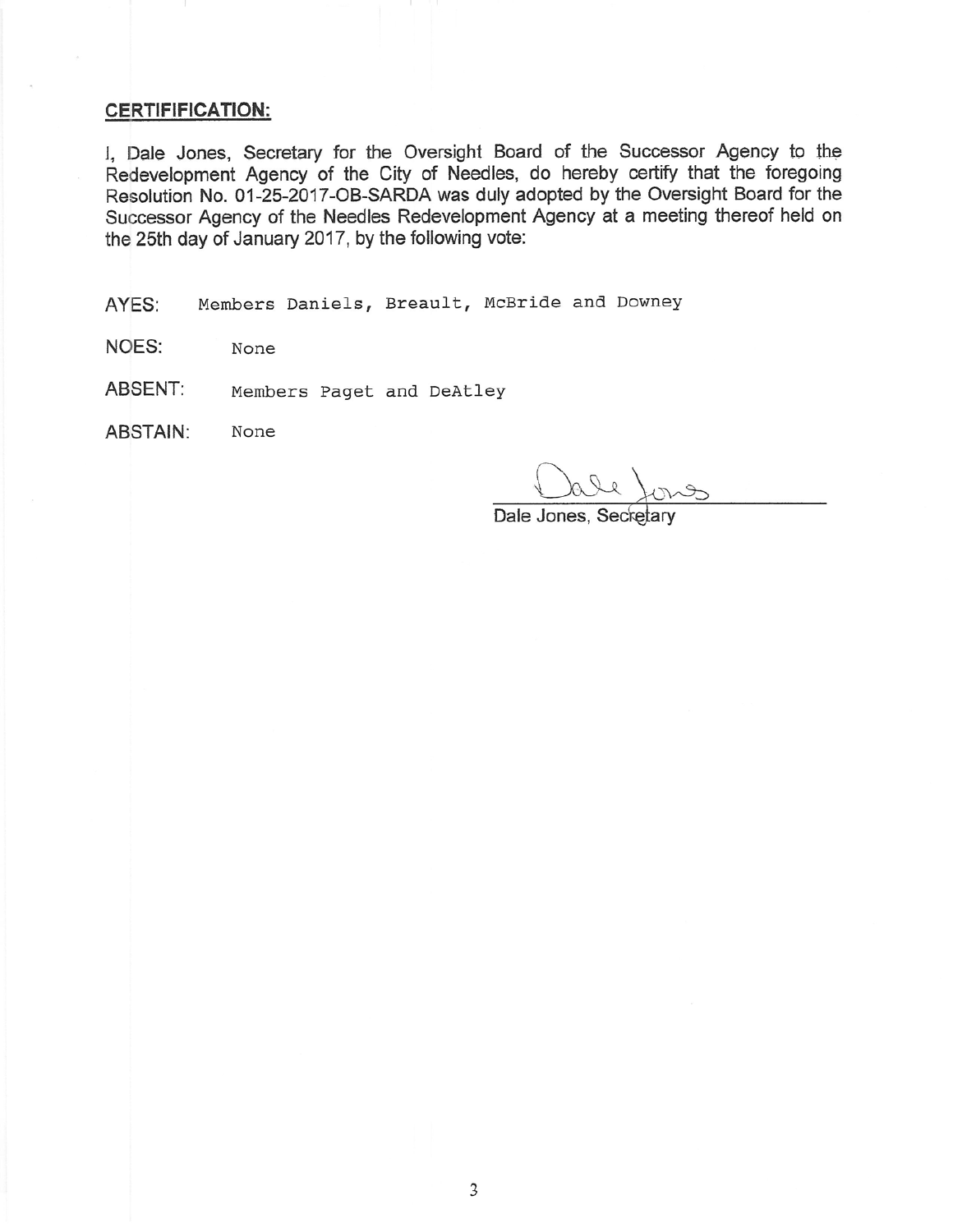**CERTIFICATION:**

I, Dale Jones, Secretary for the Oversight Board of the Successor Agency to the Redevelopment Agency of the City of Needles, do hereby certify that the foregoing Resolution No. 01-25-2017-OB-SARDA was duly adopted by the Oversight Board for the Successor Agency of the Needles Redevelopment Agency at a meeting thereof held on the 25th day of January 2017, by the following vote:

AYES: Members Daniels, Breault, McBride and Downey

NOES: None

ABSENT: Members Paget and DeAtley

ABSTAIN: None

Dale Jones, Secretary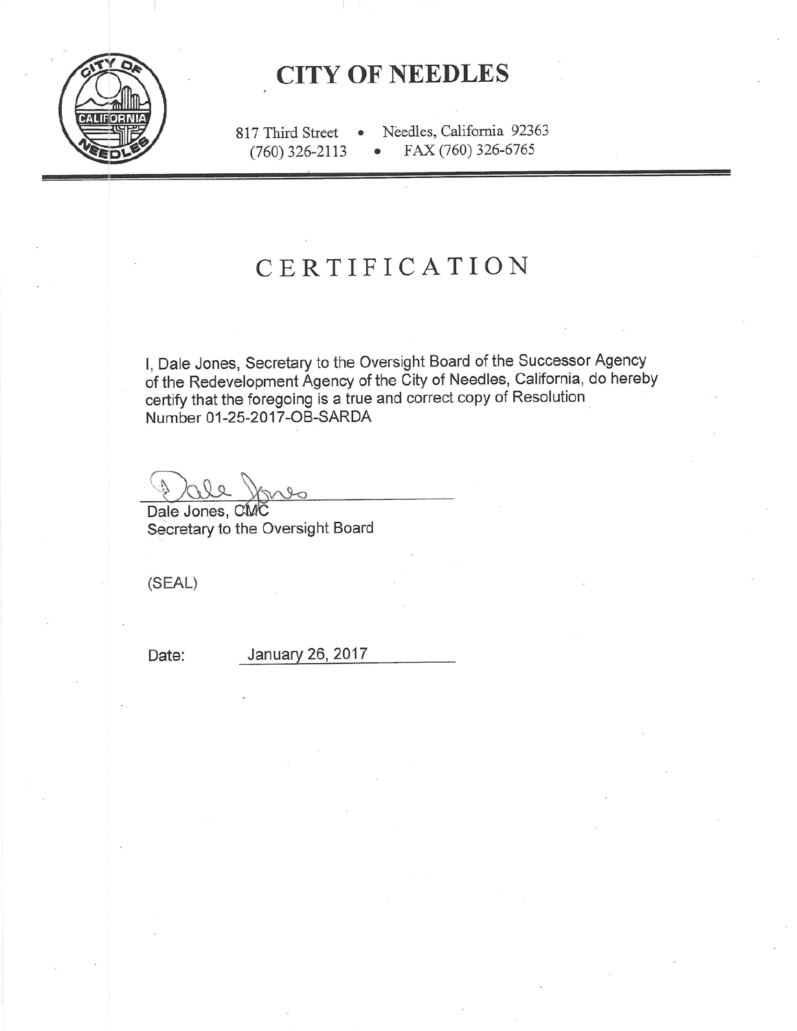# CITY OF NEEDLES

817 Third Street • Needles, California 92363
(760) 326-2113 • FAX (760) 326-6765

## CERTIFICATION

I, Dale Jones, Secretary to the Oversight Board of the Successor Agency of the Redevelopment Agency of the City of Needles, California, do hereby certify that the foregoing is a true and correct copy of Resolution Number 01-25-2017-OB-SARDA

Dale Jones, CMC
Secretary to the Oversight Board

(SEAL)

Date: January 26, 2017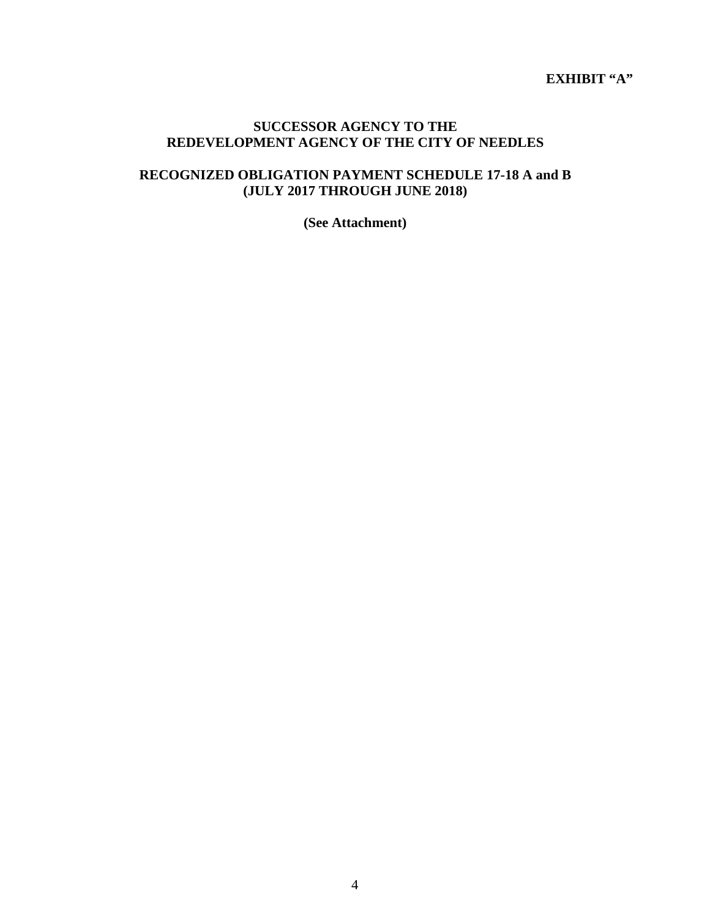**EXHIBIT "A"**

# SUCCESSOR AGENCY TO THE REDEVELOPMENT AGENCY OF THE CITY OF NEEDLES

## RECOGNIZED OBLIGATION PAYMENT SCHEDULE 17-18 A and B (JULY 2017 THROUGH JUNE 2018)

**(See Attachment)**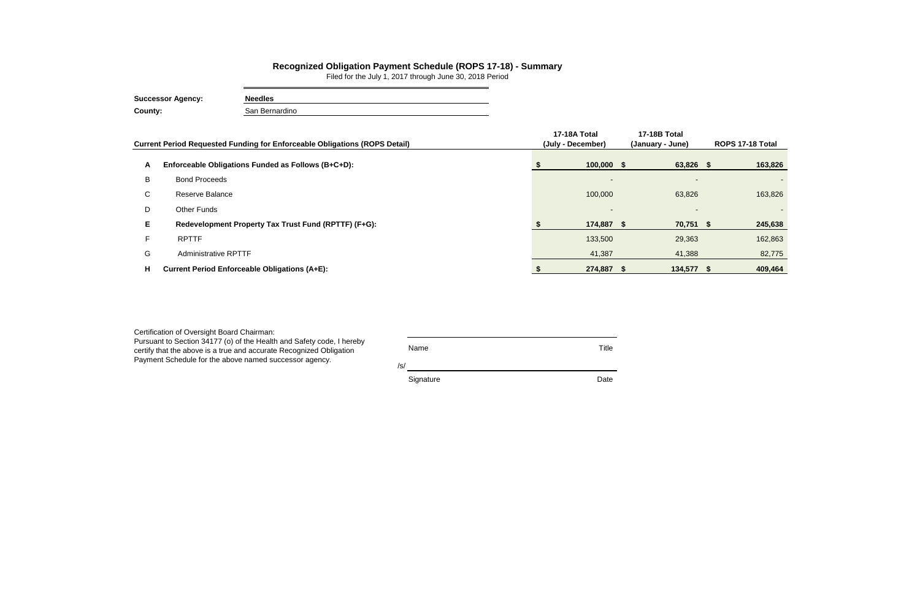# Recognized Obligation Payment Schedule (ROPS 17-18) - Summary

Filed for the July 1, 2017 through June 30, 2018 Period

**Successor Agency:** **Needles**

**County:** San Bernardino

| | Current Period Requested Funding for Enforceable Obligations (ROPS Detail) | 17-18A Total (July - December) | 17-18B Total (January - June) | ROPS 17-18 Total |
|---|---|---|---|---|
| **A** | **Enforceable Obligations Funded as Follows (B+C+D):** | **$ 100,000** | **$ 63,826** | **$ 163,826** |
| B | Bond Proceeds | - | - | - |
| C | Reserve Balance | 100,000 | 63,826 | 163,826 |
| D | Other Funds | - | - | - |
| **E** | **Redevelopment Property Tax Trust Fund (RPTTF) (F+G):** | **$ 174,887** | **$ 70,751** | **$ 245,638** |
| F | RPTTF | 133,500 | 29,363 | 162,863 |
| G | Administrative RPTTF | 41,387 | 41,388 | 82,775 |
| **H** | **Current Period Enforceable Obligations (A+E):** | **$ 274,887** | **$ 134,577** | **$ 409,464** |

Certification of Oversight Board Chairman:
Pursuant to Section 34177 (o) of the Health and Safety code, I hereby certify that the above is a true and accurate Recognized Obligation Payment Schedule for the above named successor agency.

Name Title

/s/

Signature Date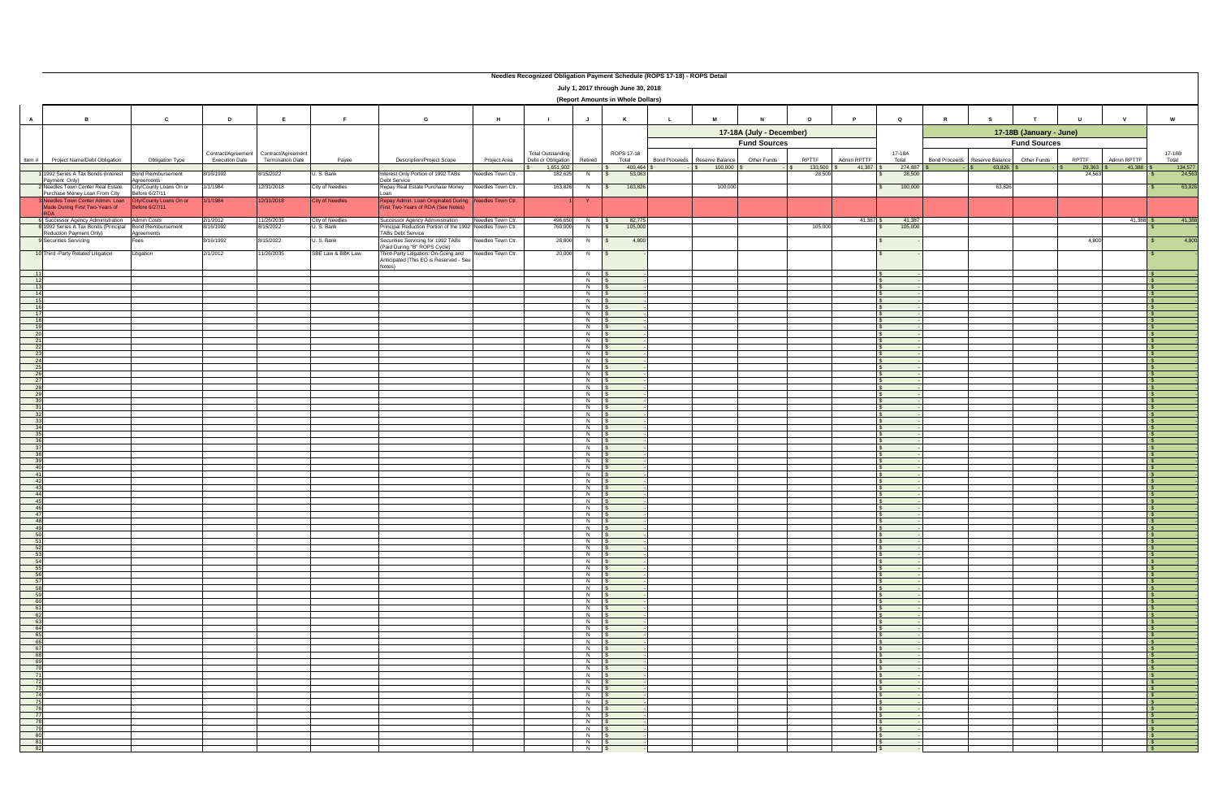# Needles Recognized Obligation Payment Schedule (ROPS 17-18) - ROPS Detail

## July 1, 2017 through June 30, 2018

### (Report Amounts in Whole Dollars)

| A | B | C | D | E | F | G | H | I | J | K | L | M | N | O | P | Q | R | S | T | U | V | W |
|---|---|---|---|---|---|---|---|---|---|---|---|---|---|---|---|---|---|---|---|---|---|---|
| | | | | | | | | | | | 17-18A (July - December) | | | | | | 17-18B (January - June) | | | | | |
| | | | | | | | | | | | Fund Sources | | | | | | Fund Sources | | | | | |
| Item # | Project Name/Debt Obligation | Obligation Type | Contract/Agreement Execution Date | Contract/Agreement Termination Date | Payee | Description/Project Scope | Project Area | Total Outstanding Debt or Obligation | Retired | ROPS 17-18 Total | Bond Proceeds | Reserve Balance | Other Funds | RPTTF | Admin RPTTF | 17-18A Total | Bond Proceeds | Reserve Balance | Other Funds | RPTTF | Admin RPTTF | 17-18B Total |
| | | | | | | | | $ 1,651,902 | | $ 409,464 | $ - | $ 100,000 | $ - | $ 133,500 | $ 41,387 | $ 274,887 | $ - | $ 63,826 | $ - | $ 29,363 | $ 41,388 | $ 134,577 |
| 1 | 1992 Series A Tax Bonds (Interest Payment Only) | Bond Reimbursement Agreements | 8/16/1992 | 8/15/2022 | U. S. Bank | Interest Only Portion of 1992 TABs Debt Service | Needles Town Ctr. | 182,625 | N | $ 53,063 | | | | 28,500 | | $ 28,500 | | | | 24,563 | | $ 24,563 |
| 2 | Needles Town Center Real Estate Purchase Money Loan From City | City/County Loans On or Before 6/27/11 | 1/1/1984 | 12/31/2018 | City of Needles | Repay Real Estate Purchase Money Loan | Needles Town Ctr. | 163,826 | N | $ 163,826 | | 100,000 | | | | $ 100,000 | | 63,826 | | | | $ 63,826 |
| 3 | Needles Town Center Admin. Loan Made During First Two-Years of RDA | City/County Loans On or Before 6/27/11 | 1/1/1984 | 12/31/2018 | City of Needles | Repay Admin. Loan Originated During First Two-Years of RDA (See Notes) | Needles Town Ctr. | | Y | | | | | | | | | | | | | |
| 6 | Successor Agency Administration | Admin Costs | 2/1/2012 | 11/26/2035 | City of Needles | Successor Agency Administration | Needles Town Ctr. | 496,650 | N | $ 82,775 | | | | | 41,387 | $ 41,387 | | | | | 41,388 | $ 41,388 |
| 8 | 1992 Series A Tax Bonds (Principal Reduction Payment Only) | Bond Reimbursement Agreements | 8/16/1992 | 8/15/2022 | U. S. Bank | Principal Reduction Portion of the 1992 TABs Debt Service | Needles Town Ctr. | 760,000 | N | $ 105,000 | | | | 105,000 | | $ 105,000 | | | | | | $ - |
| 9 | Securities Servicing | Fees | 8/16/1992 | 8/15/2022 | U. S. Bank | Securities Servicing for 1992 TABs (Paid During "B" ROPS Cycle) | Needles Town Ctr. | 28,800 | N | $ 4,800 | | | | | | $ - | | | | 4,800 | | $ 4,800 |
| 10 | Third -Party Related Litigation | Litigation | 2/1/2012 | 11/26/2035 | SBE Law & BBK Law | Third-Party Litigation: On-Going and Anticipated (This EO is Reserved - See Notes) | Needles Town Ctr. | 20,000 | N | $ - | | | | | | $ - | | | | | | $ - |
| 11 | | | | | | | | | N | $ - | | | | | | $ - | | | | | | $ - |
| 12 | | | | | | | | | N | $ - | | | | | | $ - | | | | | | $ - |
| 13 | | | | | | | | | N | $ - | | | | | | $ - | | | | | | $ - |
| 14 | | | | | | | | | N | $ - | | | | | | $ - | | | | | | $ - |
| 15 | | | | | | | | | N | $ - | | | | | | $ - | | | | | | $ - |
| 16 | | | | | | | | | N | $ - | | | | | | $ - | | | | | | $ - |
| 17 | | | | | | | | | N | $ - | | | | | | $ - | | | | | | $ - |
| 18 | | | | | | | | | N | $ - | | | | | | $ - | | | | | | $ - |
| 19 | | | | | | | | | N | $ - | | | | | | $ - | | | | | | $ - |
| 20 | | | | | | | | | N | $ - | | | | | | $ - | | | | | | $ - |
| 21 | | | | | | | | | N | $ - | | | | | | $ - | | | | | | $ - |
| 22 | | | | | | | | | N | $ - | | | | | | $ - | | | | | | $ - |
| 23 | | | | | | | | | N | $ - | | | | | | $ - | | | | | | $ - |
| 24 | | | | | | | | | N | $ - | | | | | | $ - | | | | | | $ - |
| 25 | | | | | | | | | N | $ - | | | | | | $ - | | | | | | $ - |
| 26 | | | | | | | | | N | $ - | | | | | | $ - | | | | | | $ - |
| 27 | | | | | | | | | N | $ - | | | | | | $ - | | | | | | $ - |
| 28 | | | | | | | | | N | $ - | | | | | | $ - | | | | | | $ - |
| 29 | | | | | | | | | N | $ - | | | | | | $ - | | | | | | $ - |
| 30 | | | | | | | | | N | $ - | | | | | | $ - | | | | | | $ - |
| 31 | | | | | | | | | N | $ - | | | | | | $ - | | | | | | $ - |
| 32 | | | | | | | | | N | $ - | | | | | | $ - | | | | | | $ - |
| 33 | | | | | | | | | N | $ - | | | | | | $ - | | | | | | $ - |
| 34 | | | | | | | | | N | $ - | | | | | | $ - | | | | | | $ - |
| 35 | | | | | | | | | N | $ - | | | | | | $ - | | | | | | $ - |
| 36 | | | | | | | | | N | $ - | | | | | | $ - | | | | | | $ - |
| 37 | | | | | | | | | N | $ - | | | | | | $ - | | | | | | $ - |
| 38 | | | | | | | | | N | $ - | | | | | | $ - | | | | | | $ - |
| 39 | | | | | | | | | N | $ - | | | | | | $ - | | | | | | $ - |
| 40 | | | | | | | | | N | $ - | | | | | | $ - | | | | | | $ - |
| 41 | | | | | | | | | N | $ - | | | | | | $ - | | | | | | $ - |
| 42 | | | | | | | | | N | $ - | | | | | | $ - | | | | | | $ - |
| 43 | | | | | | | | | N | $ - | | | | | | $ - | | | | | | $ - |
| 44 | | | | | | | | | N | $ - | | | | | | $ - | | | | | | $ - |
| 45 | | | | | | | | | N | $ - | | | | | | $ - | | | | | | $ - |
| 46 | | | | | | | | | N | $ - | | | | | | $ - | | | | | | $ - |
| 47 | | | | | | | | | N | $ - | | | | | | $ - | | | | | | $ - |
| 48 | | | | | | | | | N | $ - | | | | | | $ - | | | | | | $ - |
| 49 | | | | | | | | | N | $ - | | | | | | $ - | | | | | | $ - |
| 50 | | | | | | | | | N | $ - | | | | | | $ - | | | | | | $ - |
| 51 | | | | | | | | | N | $ - | | | | | | $ - | | | | | | $ - |
| 52 | | | | | | | | | N | $ - | | | | | | $ - | | | | | | $ - |
| 53 | | | | | | | | | N | $ - | | | | | | $ - | | | | | | $ - |
| 54 | | | | | | | | | N | $ - | | | | | | $ - | | | | | | $ - |
| 55 | | | | | | | | | N | $ - | | | | | | $ - | | | | | | $ - |
| 56 | | | | | | | | | N | $ - | | | | | | $ - | | | | | | $ - |
| 57 | | | | | | | | | N | $ - | | | | | | $ - | | | | | | $ - |
| 58 | | | | | | | | | N | $ - | | | | | | $ - | | | | | | $ - |
| 59 | | | | | | | | | N | $ - | | | | | | $ - | | | | | | $ - |
| 60 | | | | | | | | | N | $ - | | | | | | $ - | | | | | | $ - |
| 61 | | | | | | | | | N | $ - | | | | | | $ - | | | | | | $ - |
| 62 | | | | | | | | | N | $ - | | | | | | $ - | | | | | | $ - |
| 63 | | | | | | | | | N | $ - | | | | | | $ - | | | | | | $ - |
| 64 | | | | | | | | | N | $ - | | | | | | $ - | | | | | | $ - |
| 65 | | | | | | | | | N | $ - | | | | | | $ - | | | | | | $ - |
| 66 | | | | | | | | | N | $ - | | | | | | $ - | | | | | | $ - |
| 67 | | | | | | | | | N | $ - | | | | | | $ - | | | | | | $ - |
| 68 | | | | | | | | | N | $ - | | | | | | $ - | | | | | | $ - |
| 69 | | | | | | | | | N | $ - | | | | | | $ - | | | | | | $ - |
| 70 | | | | | | | | | N | $ - | | | | | | $ - | | | | | | $ - |
| 71 | | | | | | | | | N | $ - | | | | | | $ - | | | | | | $ - |
| 72 | | | | | | | | | N | $ - | | | | | | $ - | | | | | | $ - |
| 73 | | | | | | | | | N | $ - | | | | | | $ - | | | | | | $ - |
| 74 | | | | | | | | | N | $ - | | | | | | $ - | | | | | | $ - |
| 75 | | | | | | | | | N | $ - | | | | | | $ - | | | | | | $ - |
| 76 | | | | | | | | | N | $ - | | | | | | $ - | | | | | | $ - |
| 77 | | | | | | | | | N | $ - | | | | | | $ - | | | | | | $ - |
| 78 | | | | | | | | | N | $ - | | | | | | $ - | | | | | | $ - |
| 79 | | | | | | | | | N | $ - | | | | | | $ - | | | | | | $ - |
| 80 | | | | | | | | | N | $ - | | | | | | $ - | | | | | | $ - |
| 81 | | | | | | | | | N | $ - | | | | | | $ - | | | | | | $ - |
| 82 | | | | | | | | | N | $ - | | | | | | $ - | | | | | | $ - |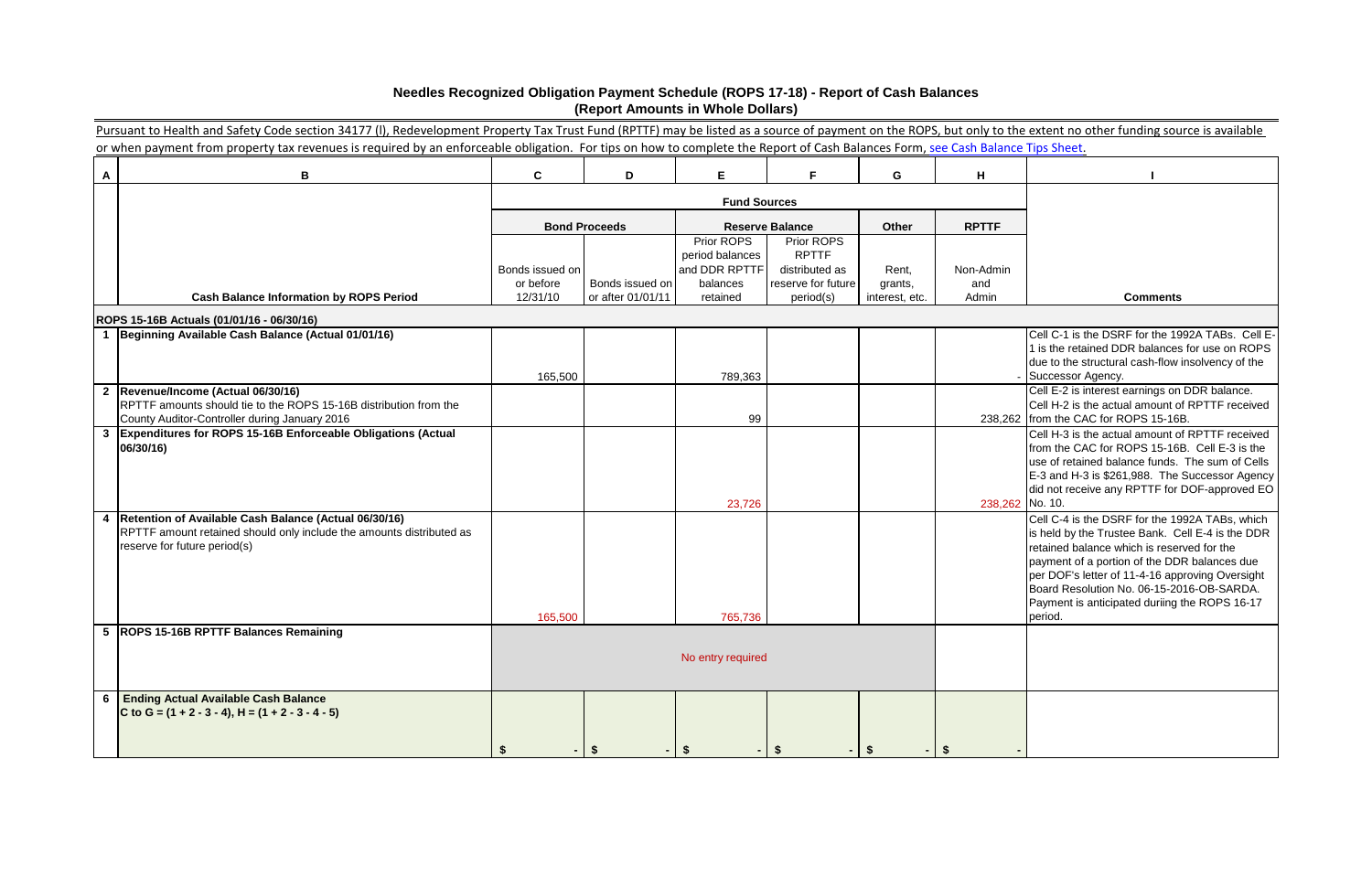# Needles Recognized Obligation Payment Schedule (ROPS 17-18) - Report of Cash Balances
## (Report Amounts in Whole Dollars)

Pursuant to Health and Safety Code section 34177 (l), Redevelopment Property Tax Trust Fund (RPTTF) may be listed as a source of payment on the ROPS, but only to the extent no other funding source is available or when payment from property tax revenues is required by an enforceable obligation. For tips on how to complete the Report of Cash Balances Form, see Cash Balance Tips Sheet.

| A | B | C | D | E | F | G | H | I |
|---|---|---|---|---|---|---|---|---|
| | | Fund Sources | | | | | | |
| | | Bond Proceeds | | Reserve Balance | | Other | RPTTF | |
| | Cash Balance Information by ROPS Period | Bonds issued on or before 12/31/10 | Bonds issued on or after 01/01/11 | Prior ROPS period balances and DDR RPTTF balances retained | Prior ROPS RPTTF distributed as reserve for future period(s) | Rent, grants, interest, etc. | Non-Admin and Admin | Comments |
| | **ROPS 15-16B Actuals (01/01/16 - 06/30/16)** | | | | | | | |
| 1 | **Beginning Available Cash Balance (Actual 01/01/16)** | 165,500 | | 789,363 | | | - | Cell C-1 is the DSRF for the 1992A TABs. Cell E-1 is the retained DDR balances for use on ROPS due to the structural cash-flow insolvency of the Successor Agency. |
| 2 | **Revenue/Income (Actual 06/30/16)** RPTTF amounts should tie to the ROPS 15-16B distribution from the County Auditor-Controller during January 2016 | | | 99 | | | 238,262 | Cell E-2 is interest earnings on DDR balance. Cell H-2 is the actual amount of RPTTF received from the CAC for ROPS 15-16B. |
| 3 | **Expenditures for ROPS 15-16B Enforceable Obligations (Actual 06/30/16)** | | | 23,726 | | | 238,262 | Cell H-3 is the actual amount of RPTTF received from the CAC for ROPS 15-16B. Cell E-3 is the use of retained balance funds. The sum of Cells E-3 and H-3 is $261,988. The Successor Agency did not receive any RPTTF for DOF-approved EO No. 10. |
| 4 | **Retention of Available Cash Balance (Actual 06/30/16)** RPTTF amount retained should only include the amounts distributed as reserve for future period(s) | 165,500 | | 765,736 | | | | Cell C-4 is the DSRF for the 1992A TABs, which is held by the Trustee Bank. Cell E-4 is the DDR retained balance which is reserved for the payment of a portion of the DDR balances due per DOF's letter of 11-4-16 approving Oversight Board Resolution No. 06-15-2016-OB-SARDA. Payment is anticipated duriing the ROPS 16-17 period. |
| 5 | **ROPS 15-16B RPTTF Balances Remaining** | No entry required | | | | | | |
| 6 | **Ending Actual Available Cash Balance** C to G = (1 + 2 - 3 - 4), H = (1 + 2 - 3 - 4 - 5) | $ - | $ - | $ - | $ - | $ - | $ - | |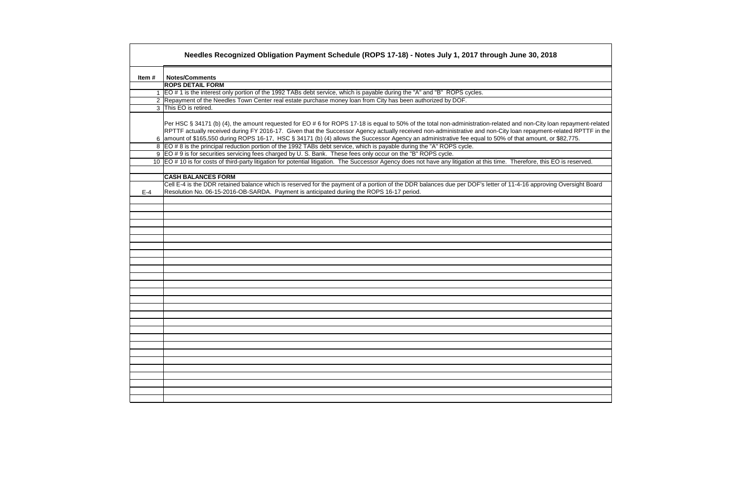# Needles Recognized Obligation Payment Schedule (ROPS 17-18) - Notes July 1, 2017 through June 30, 2018

| Item # | Notes/Comments |
|---|---|
| | **ROPS DETAIL FORM** |
| 1 | EO # 1 is the interest only portion of the 1992 TABs debt service, which is payable during the "A" and "B" ROPS cycles. |
| 2 | Repayment of the Needles Town Center real estate purchase money loan from City has been authorized by DOF. |
| 3 | This EO is retired. |
| 6 | Per HSC § 34171 (b) (4), the amount requested for EO # 6 for ROPS 17-18 is equal to 50% of the total non-administration-related and non-City loan repayment-related RPTTF actually received during FY 2016-17. Given that the Successor Agency actually received non-administrative and non-City loan repayment-related RPTTF in the amount of $165,550 during ROPS 16-17, HSC § 34171 (b) (4) allows the Successor Agency an administrative fee equal to 50% of that amount, or $82,775. |
| 8 | EO # 8 is the principal reduction portion of the 1992 TABs debt service, which is payable during the "A" ROPS cycle. |
| 9 | EO # 9 is for securities servicing fees charged by U. S. Bank. These fees only occur on the "B" ROPS cycle. |
| 10 | EO # 10 is for costs of third-party litigation for potential litigation. The Successor Agency does not have any litigation at this time. Therefore, this EO is reserved. |
| | |
| | **CASH BALANCES FORM** |
| E-4 | Cell E-4 is the DDR retained balance which is reserved for the payment of a portion of the DDR balances due per DOF's letter of 11-4-16 approving Oversight Board Resolution No. 06-15-2016-OB-SARDA. Payment is anticipated duriing the ROPS 16-17 period. |